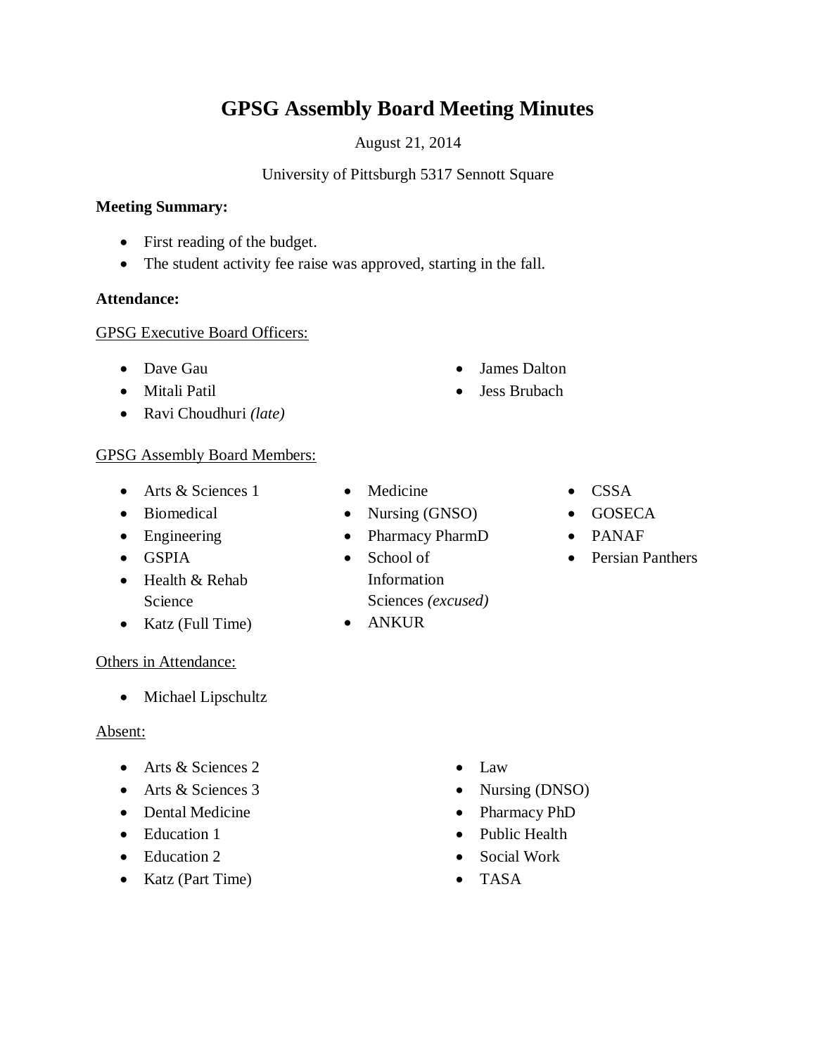# GPSG Assembly Board Meeting Minutes

August 21, 2014

University of Pittsburgh 5317 Sennott Square

**Meeting Summary:**

- First reading of the budget.
- The student activity fee raise was approved, starting in the fall.

**Attendance:**

GPSG Executive Board Officers:

- Dave Gau
- Mitali Patil
- Ravi Choudhuri *(late)*
- James Dalton
- Jess Brubach

GPSG Assembly Board Members:

- Arts & Sciences 1
- Biomedical
- Engineering
- GSPIA
- Health & Rehab Science
- Katz (Full Time)
- Medicine
- Nursing (GNSO)
- Pharmacy PharmD
- School of Information Sciences *(excused)*
- ANKUR
- CSSA
- GOSECA
- PANAF
- Persian Panthers

Others in Attendance:

- Michael Lipschultz

Absent:

- Arts & Sciences 2
- Arts & Sciences 3
- Dental Medicine
- Education 1
- Education 2
- Katz (Part Time)
- Law
- Nursing (DNSO)
- Pharmacy PhD
- Public Health
- Social Work
- TASA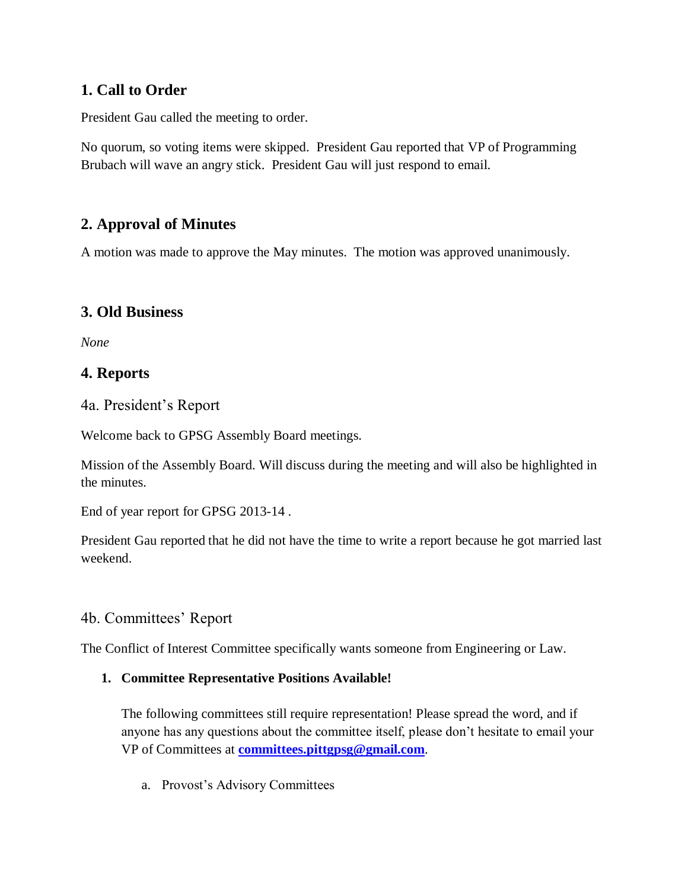## 1. Call to Order

President Gau called the meeting to order.

No quorum, so voting items were skipped. President Gau reported that VP of Programming Brubach will wave an angry stick. President Gau will just respond to email.

## 2. Approval of Minutes

A motion was made to approve the May minutes. The motion was approved unanimously.

## 3. Old Business

*None*

## 4. Reports

### 4a. President's Report

Welcome back to GPSG Assembly Board meetings.

Mission of the Assembly Board. Will discuss during the meeting and will also be highlighted in the minutes.

End of year report for GPSG 2013-14 .

President Gau reported that he did not have the time to write a report because he got married last weekend.

### 4b. Committees' Report

The Conflict of Interest Committee specifically wants someone from Engineering or Law.

1. **Committee Representative Positions Available!**

   The following committees still require representation! Please spread the word, and if anyone has any questions about the committee itself, please don't hesitate to email your VP of Committees at **committees.pittgpsg@gmail.com**.

   a. Provost's Advisory Committees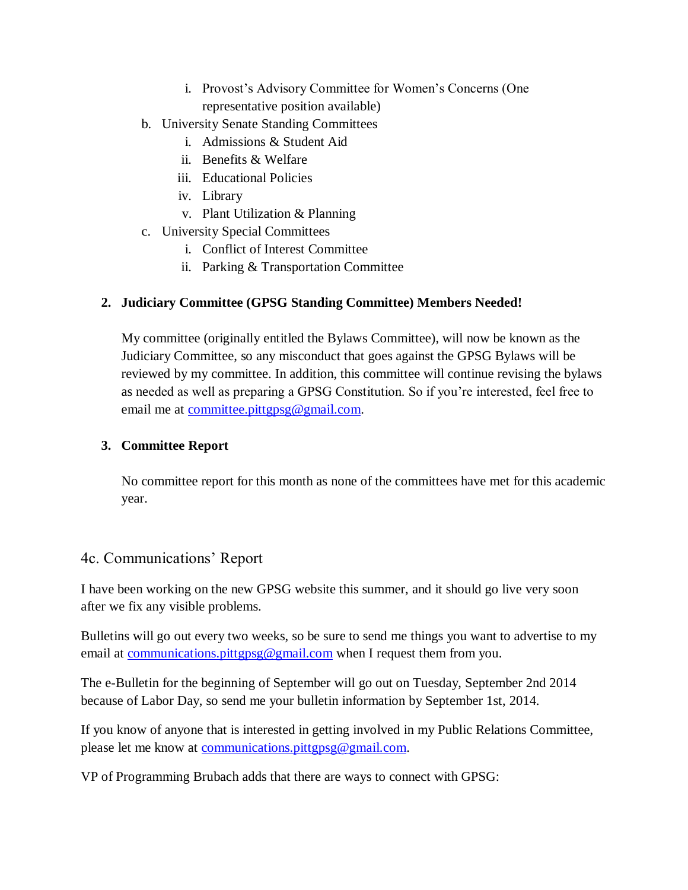i. Provost's Advisory Committee for Women's Concerns (One representative position available)

   b. University Senate Standing Committees
      i. Admissions & Student Aid
      ii. Benefits & Welfare
      iii. Educational Policies
      iv. Library
      v. Plant Utilization & Planning

   c. University Special Committees
      i. Conflict of Interest Committee
      ii. Parking & Transportation Committee

2. **Judiciary Committee (GPSG Standing Committee) Members Needed!**

   My committee (originally entitled the Bylaws Committee), will now be known as the Judiciary Committee, so any misconduct that goes against the GPSG Bylaws will be reviewed by my committee. In addition, this committee will continue revising the bylaws as needed as well as preparing a GPSG Constitution. So if you're interested, feel free to email me at committee.pittgpsg@gmail.com.

3. **Committee Report**

   No committee report for this month as none of the committees have met for this academic year.

## 4c. Communications' Report

I have been working on the new GPSG website this summer, and it should go live very soon after we fix any visible problems.

Bulletins will go out every two weeks, so be sure to send me things you want to advertise to my email at communications.pittgpsg@gmail.com when I request them from you.

The e-Bulletin for the beginning of September will go out on Tuesday, September 2nd 2014 because of Labor Day, so send me your bulletin information by September 1st, 2014.

If you know of anyone that is interested in getting involved in my Public Relations Committee, please let me know at communications.pittgpsg@gmail.com.

VP of Programming Brubach adds that there are ways to connect with GPSG: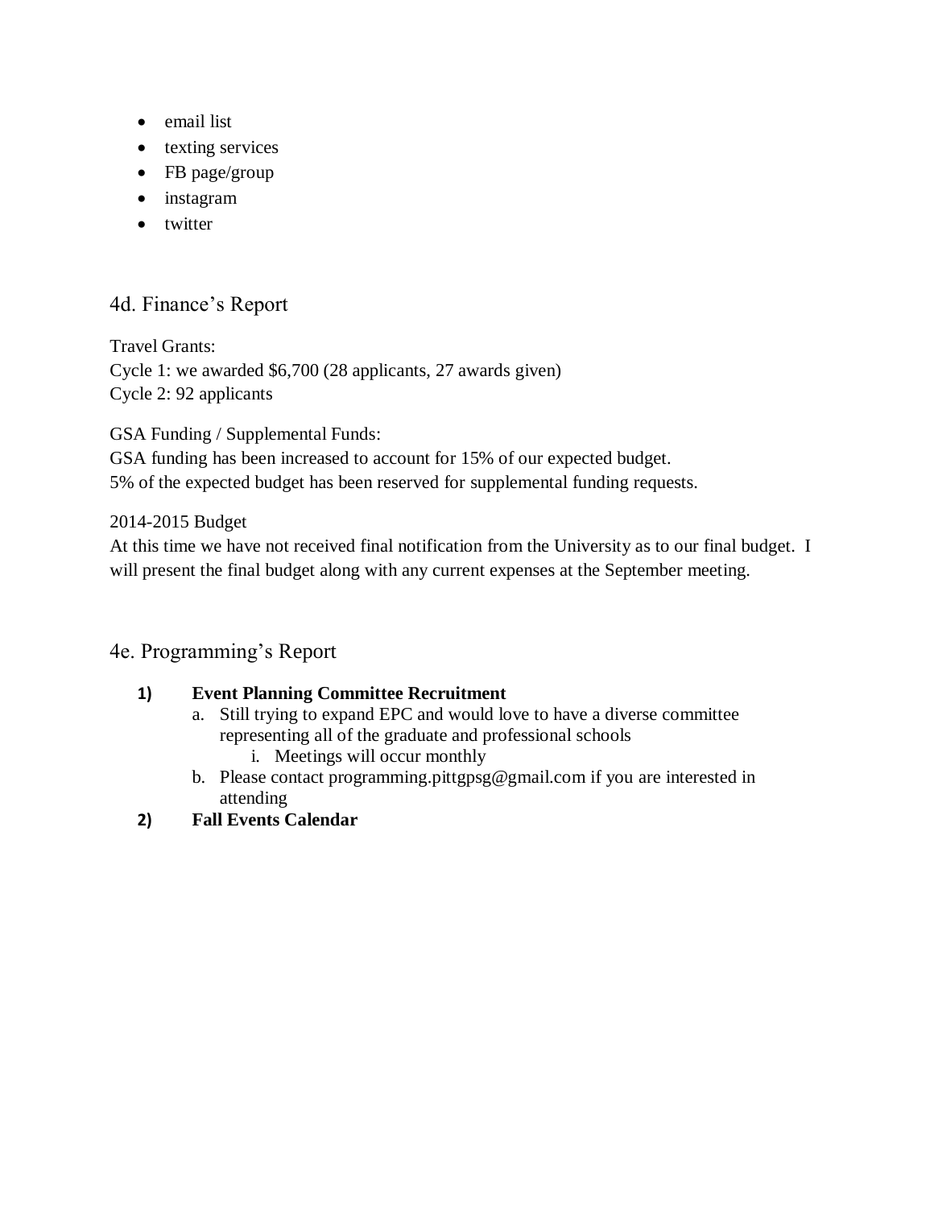- email list
- texting services
- FB page/group
- instagram
- twitter

## 4d. Finance's Report

Travel Grants:
Cycle 1: we awarded $6,700 (28 applicants, 27 awards given)
Cycle 2: 92 applicants

GSA Funding / Supplemental Funds:
GSA funding has been increased to account for 15% of our expected budget.
5% of the expected budget has been reserved for supplemental funding requests.

2014-2015 Budget
At this time we have not received final notification from the University as to our final budget. I will present the final budget along with any current expenses at the September meeting.

## 4e. Programming's Report

1) **Event Planning Committee Recruitment**
   a. Still trying to expand EPC and would love to have a diverse committee representing all of the graduate and professional schools
      i. Meetings will occur monthly
   b. Please contact programming.pittgpsg@gmail.com if you are interested in attending
2) **Fall Events Calendar**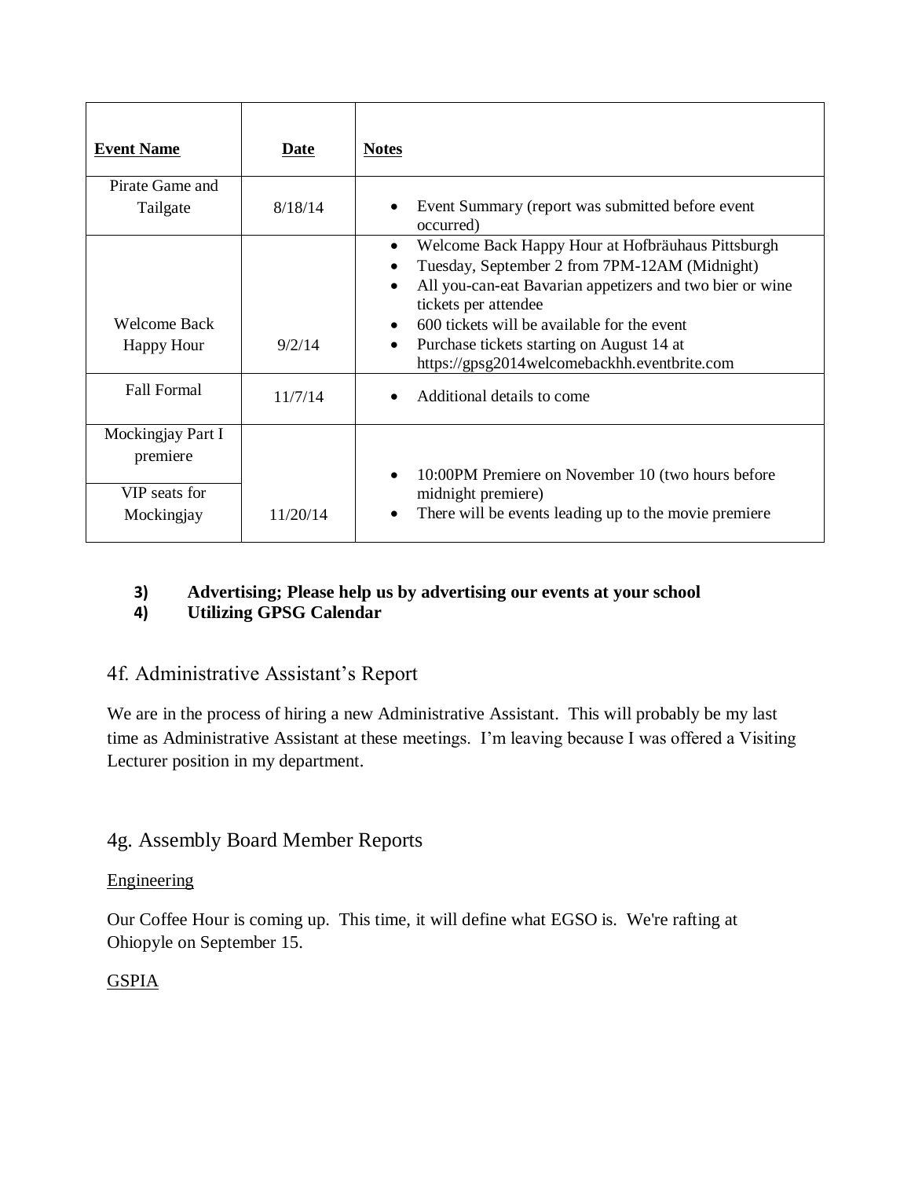| **Event Name** | **Date** | **Notes** |
| --- | --- | --- |
| Pirate Game and Tailgate | 8/18/14 | • Event Summary (report was submitted before event occurred) |
| Welcome Back Happy Hour | 9/2/14 | • Welcome Back Happy Hour at Hofbräuhaus Pittsburgh<br>• Tuesday, September 2 from 7PM-12AM (Midnight)<br>• All you-can-eat Bavarian appetizers and two bier or wine tickets per attendee<br>• 600 tickets will be available for the event<br>• Purchase tickets starting on August 14 at https://gpsg2014welcomebackhh.eventbrite.com |
| Fall Formal | 11/7/14 | • Additional details to come |
| Mockingjay Part I premiere<br>VIP seats for Mockingjay | 11/20/14 | • 10:00PM Premiere on November 10 (two hours before midnight premiere)<br>• There will be events leading up to the movie premiere |

3) **Advertising; Please help us by advertising our events at your school**

4) **Utilizing GPSG Calendar**

## 4f. Administrative Assistant's Report

We are in the process of hiring a new Administrative Assistant. This will probably be my last time as Administrative Assistant at these meetings. I'm leaving because I was offered a Visiting Lecturer position in my department.

## 4g. Assembly Board Member Reports

<u>Engineering</u>

Our Coffee Hour is coming up. This time, it will define what EGSO is. We're rafting at Ohiopyle on September 15.

<u>GSPIA</u>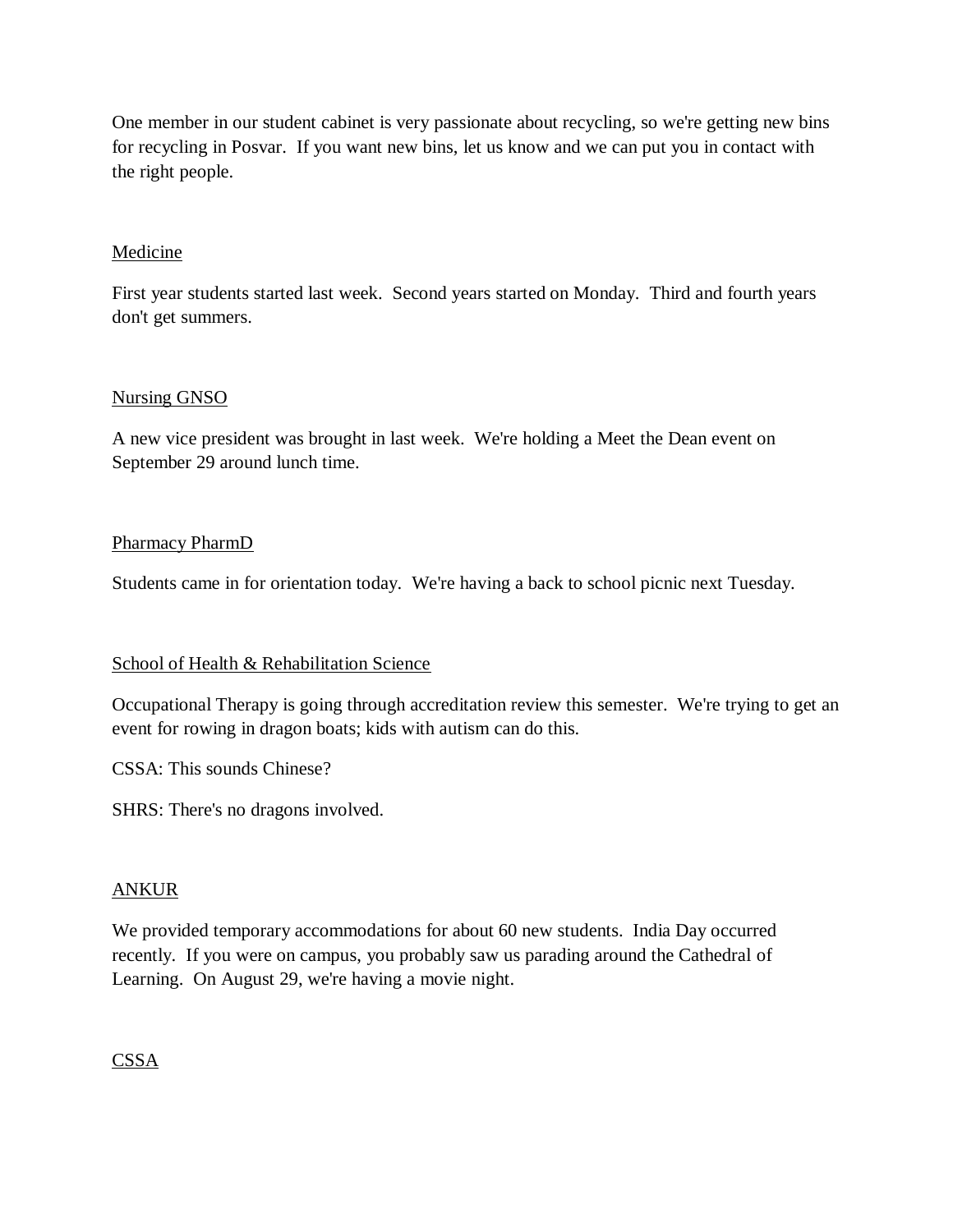One member in our student cabinet is very passionate about recycling, so we're getting new bins for recycling in Posvar. If you want new bins, let us know and we can put you in contact with the right people.

<u>Medicine</u>

First year students started last week. Second years started on Monday. Third and fourth years don't get summers.

<u>Nursing GNSO</u>

A new vice president was brought in last week. We're holding a Meet the Dean event on September 29 around lunch time.

<u>Pharmacy PharmD</u>

Students came in for orientation today. We're having a back to school picnic next Tuesday.

<u>School of Health & Rehabilitation Science</u>

Occupational Therapy is going through accreditation review this semester. We're trying to get an event for rowing in dragon boats; kids with autism can do this.

CSSA: This sounds Chinese?

SHRS: There's no dragons involved.

<u>ANKUR</u>

We provided temporary accommodations for about 60 new students. India Day occurred recently. If you were on campus, you probably saw us parading around the Cathedral of Learning. On August 29, we're having a movie night.

<u>CSSA</u>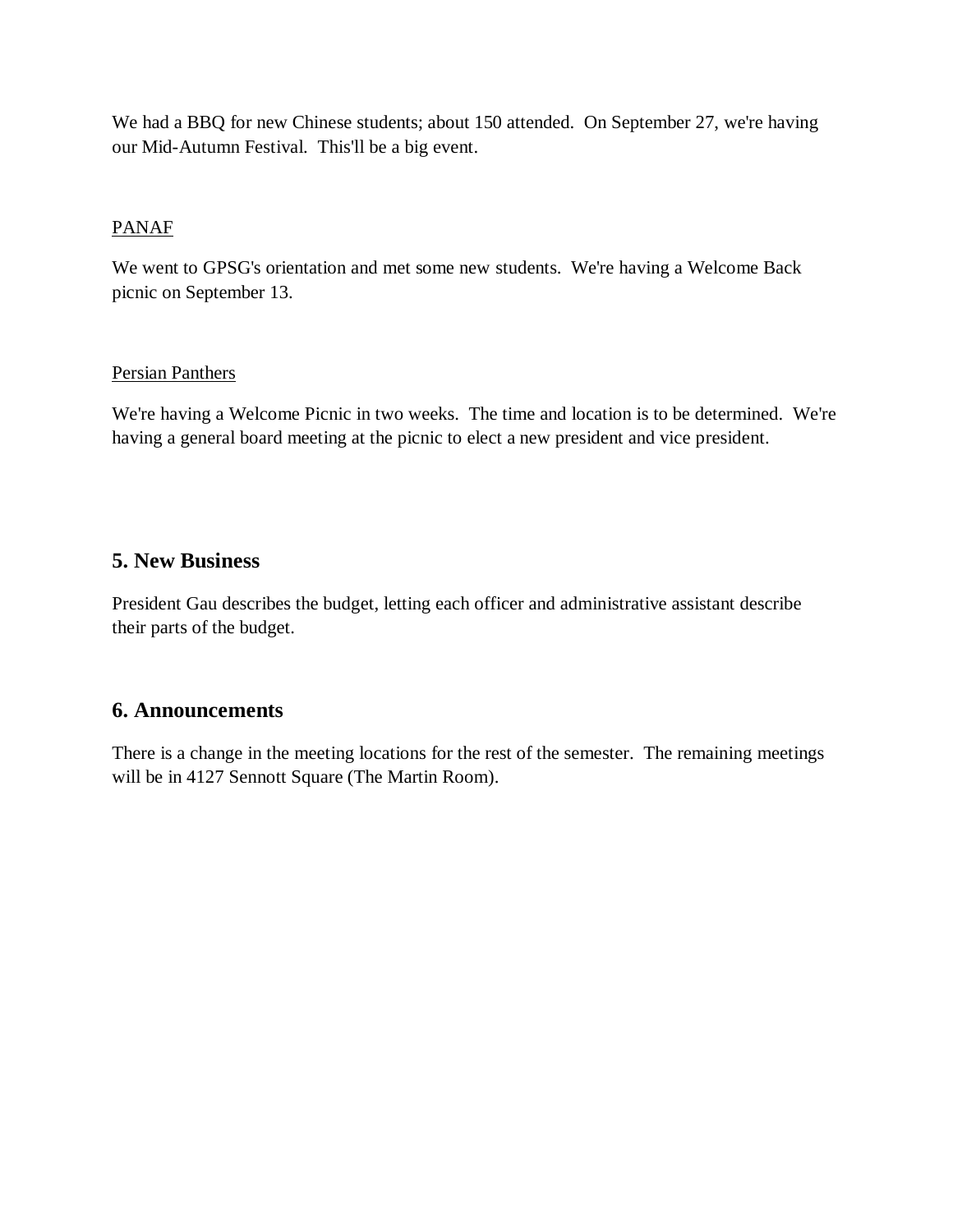We had a BBQ for new Chinese students; about 150 attended. On September 27, we're having our Mid-Autumn Festival. This'll be a big event.

<u>PANAF</u>

We went to GPSG's orientation and met some new students. We're having a Welcome Back picnic on September 13.

<u>Persian Panthers</u>

We're having a Welcome Picnic in two weeks. The time and location is to be determined. We're having a general board meeting at the picnic to elect a new president and vice president.

## 5. New Business

President Gau describes the budget, letting each officer and administrative assistant describe their parts of the budget.

## 6. Announcements

There is a change in the meeting locations for the rest of the semester. The remaining meetings will be in 4127 Sennott Square (The Martin Room).